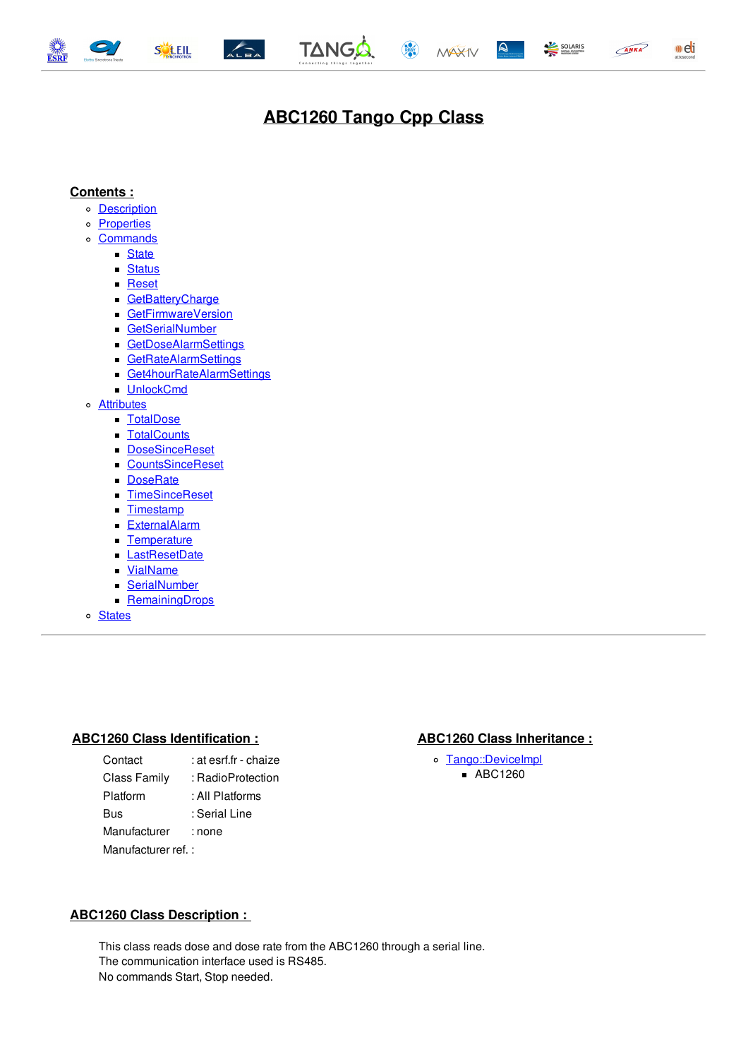# ABC1260 Tango Cpp Class

## Contents :

- Description
- Properties
- Commands
  - State
  - Status
  - Reset
  - GetBatteryCharge
  - GetFirmwareVersion
  - GetSerialNumber
  - GetDoseAlarmSettings
  - GetRateAlarmSettings
  - Get4hourRateAlarmSettings
  - UnlockCmd
- Attributes
  - TotalDose
  - TotalCounts
  - DoseSinceReset
  - CountsSinceReset
  - DoseRate
  - TimeSinceReset
  - Timestamp
  - ExternalAlarm
  - Temperature
  - LastResetDate
  - VialName
  - SerialNumber
  - RemainingDrops
- States

---

## ABC1260 Class Identification :

| | |
|---|---|
| Contact | : at esrf.fr - chaize |
| Class Family | : RadioProtection |
| Platform | : All Platforms |
| Bus | : Serial Line |
| Manufacturer | : none |
| Manufacturer ref. : | |

## ABC1260 Class Inheritance :

- Tango::DeviceImpl
  - ABC1260

## ABC1260 Class Description :

This class reads dose and dose rate from the ABC1260 through a serial line.
The communication interface used is RS485.
No commands Start, Stop needed.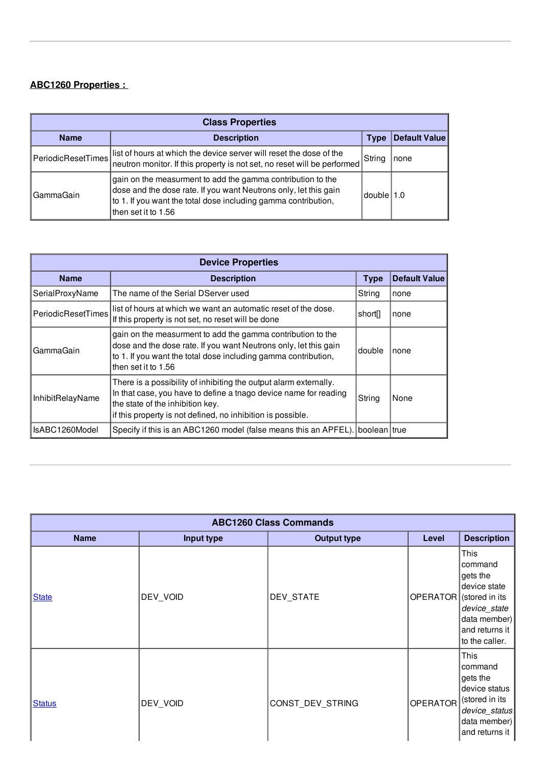## ABC1260 Properties :

| Class Properties | | | |
|---|---|---|---|
| **Name** | **Description** | **Type** | **Default Value** |
| PeriodicResetTimes | list of hours at which the device server will reset the dose of the neutron monitor. If this property is not set, no reset will be performed | String | none |
| GammaGain | gain on the measurment to add the gamma contribution to the dose and the dose rate. If you want Neutrons only, let this gain to 1. If you want the total dose including gamma contribution, then set it to 1.56 | double | 1.0 |

| Device Properties | | | |
|---|---|---|---|
| **Name** | **Description** | **Type** | **Default Value** |
| SerialProxyName | The name of the Serial DServer used | String | none |
| PeriodicResetTimes | list of hours at which we want an automatic reset of the dose. If this property is not set, no reset will be done | short[] | none |
| GammaGain | gain on the measurment to add the gamma contribution to the dose and the dose rate. If you want Neutrons only, let this gain to 1. If you want the total dose including gamma contribution, then set it to 1.56 | double | none |
| InhibitRelayName | There is a possibility of inhibiting the output alarm externally. In that case, you have to define a tnago device name for reading the state of the inhibition key. if this property is not defined, no inhibition is possible. | String | None |
| IsABC1260Model | Specify if this is an ABC1260 model (false means this an APFEL). | boolean | true |

| ABC1260 Class Commands | | | | |
|---|---|---|---|---|
| **Name** | **Input type** | **Output type** | **Level** | **Description** |
| State | DEV_VOID | DEV_STATE | OPERATOR | This command gets the device state (stored in its *device_state* data member) and returns it to the caller. |
| Status | DEV_VOID | CONST_DEV_STRING | OPERATOR | This command gets the device status (stored in its *device_status* data member) and returns it |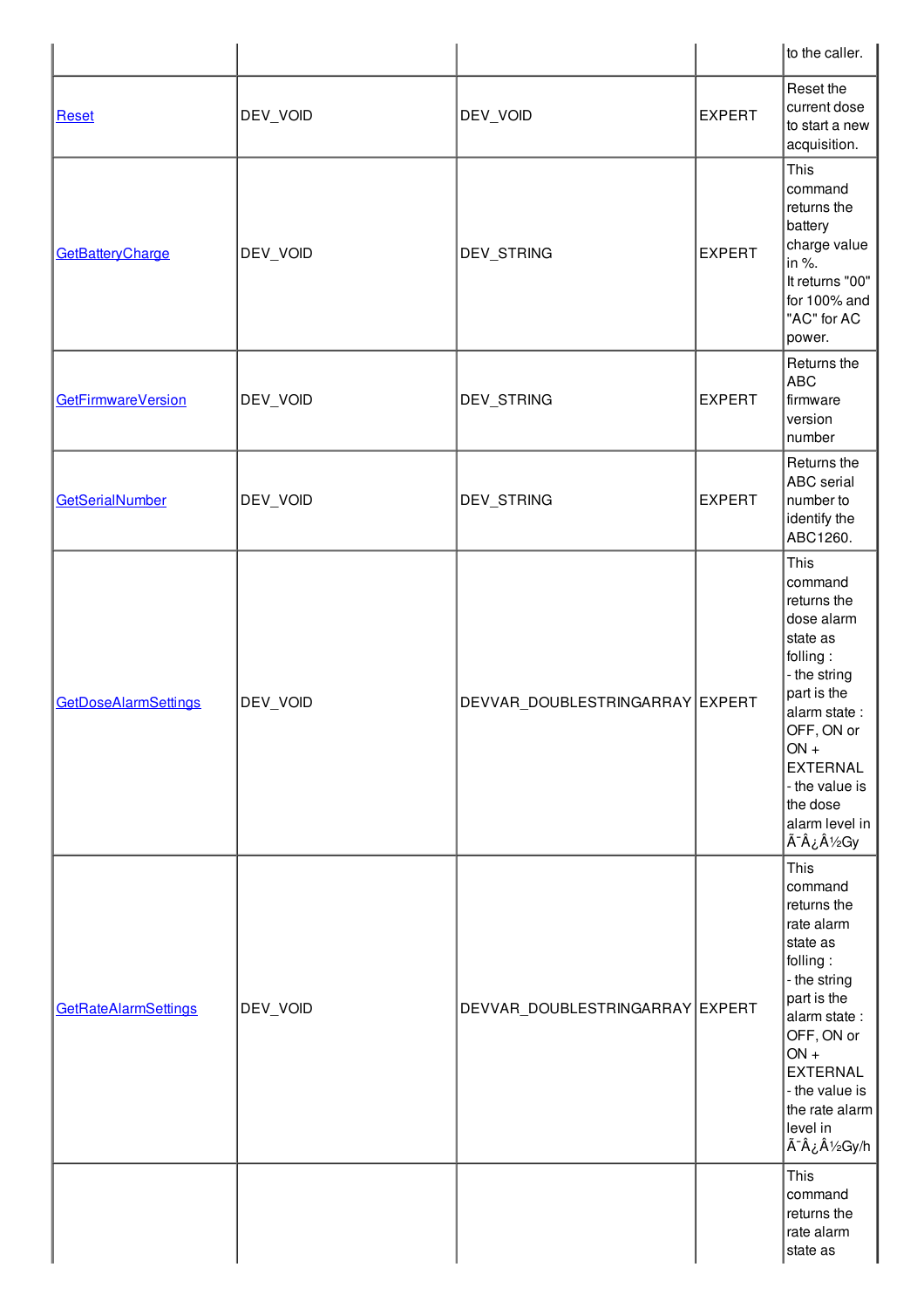| | | | | to the caller. |
|---|---|---|---|---|
| Reset | DEV_VOID | DEV_VOID | EXPERT | Reset the current dose to start a new acquisition. |
| GetBatteryCharge | DEV_VOID | DEV_STRING | EXPERT | This command returns the battery charge value in %. It returns "00" for 100% and "AC" for AC power. |
| GetFirmwareVersion | DEV_VOID | DEV_STRING | EXPERT | Returns the ABC firmware version number |
| GetSerialNumber | DEV_VOID | DEV_STRING | EXPERT | Returns the ABC serial number to identify the ABC1260. |
| GetDoseAlarmSettings | DEV_VOID | DEVVAR_DOUBLESTRINGARRAY | EXPERT | This command returns the dose alarm state as folling : - the string part is the alarm state : OFF, ON or ON + EXTERNAL - the value is the dose alarm level in Ã¯Â¿Â½Gy |
| GetRateAlarmSettings | DEV_VOID | DEVVAR_DOUBLESTRINGARRAY | EXPERT | This command returns the rate alarm state as folling : - the string part is the alarm state : OFF, ON or ON + EXTERNAL - the value is the rate alarm level in Ã¯Â¿Â½Gy/h |
| | | | | This command returns the rate alarm state as |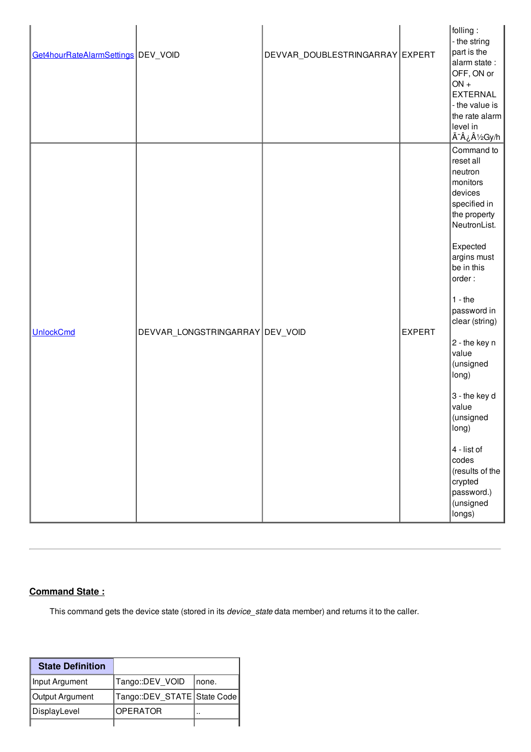| | | | | |
|---|---|---|---|---|
| Get4hourRateAlarmSettings | DEV_VOID | DEVVAR_DOUBLESTRINGARRAY | EXPERT | folling :<br>- the string part is the alarm state : OFF, ON or ON + EXTERNAL<br>- the value is the rate alarm level in Ã¯Â¿Â½Gy/h |
| UnlockCmd | DEVVAR_LONGSTRINGARRAY | DEV_VOID | EXPERT | Command to reset all neutron monitors devices specified in the property NeutronList.<br><br>Expected argins must be in this order :<br><br>1 - the password in clear (string)<br><br>2 - the key n value (unsigned long)<br><br>3 - the key d value (unsigned long)<br><br>4 - list of codes (results of the crypted password.) (unsigned longs) |

---

## Command State :

This command gets the device state (stored in its *device_state* data member) and returns it to the caller.

| State Definition | | |
|---|---|---|
| Input Argument | Tango::DEV_VOID | none. |
| Output Argument | Tango::DEV_STATE | State Code |
| DisplayLevel | OPERATOR | .. |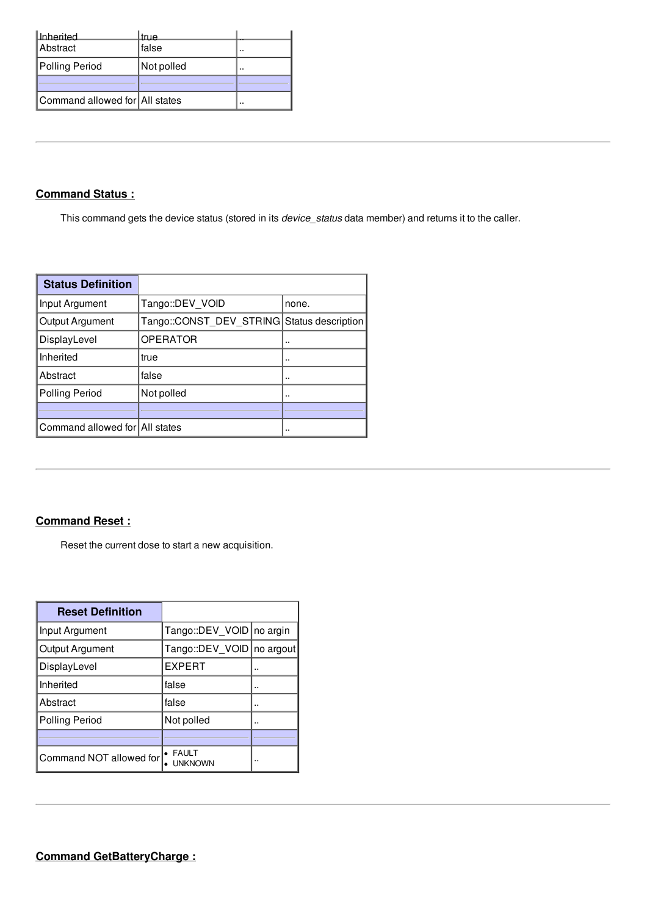| | | |
|---|---|---|
| Inherited | true | .. |
| Abstract | false | .. |
| Polling Period | Not polled | .. |
| | | |
| Command allowed for | All states | .. |

---

### Command Status :

This command gets the device status (stored in its *device_status* data member) and returns it to the caller.

| Status Definition | | |
|---|---|---|
| Input Argument | Tango::DEV_VOID | none. |
| Output Argument | Tango::CONST_DEV_STRING | Status description |
| DisplayLevel | OPERATOR | .. |
| Inherited | true | .. |
| Abstract | false | .. |
| Polling Period | Not polled | .. |
| | | |
| Command allowed for | All states | .. |

---

### Command Reset :

Reset the current dose to start a new acquisition.

| Reset Definition | | |
|---|---|---|
| Input Argument | Tango::DEV_VOID | no argin |
| Output Argument | Tango::DEV_VOID | no argout |
| DisplayLevel | EXPERT | .. |
| Inherited | false | .. |
| Abstract | false | .. |
| Polling Period | Not polled | .. |
| | | |
| Command NOT allowed for | • FAULT<br>• UNKNOWN | .. |

---

### Command GetBatteryCharge :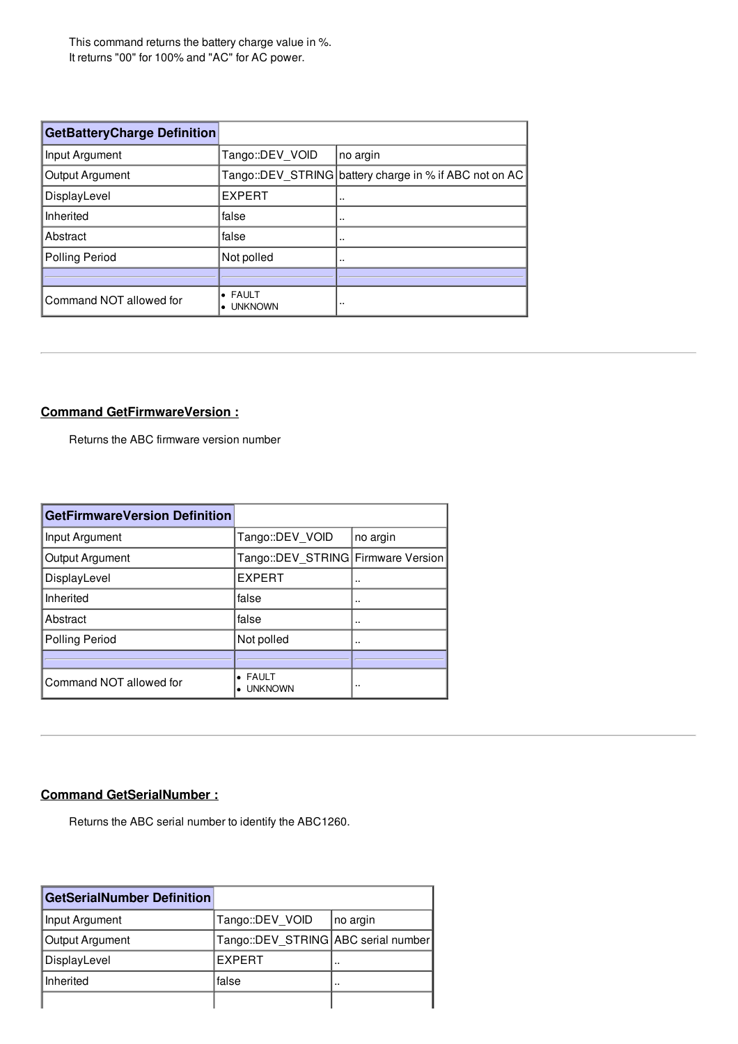This command returns the battery charge value in %.
It returns "00" for 100% and "AC" for AC power.

| GetBatteryCharge Definition | | |
|---|---|---|
| Input Argument | Tango::DEV_VOID | no argin |
| Output Argument | Tango::DEV_STRING | battery charge in % if ABC not on AC |
| DisplayLevel | EXPERT | .. |
| Inherited | false | .. |
| Abstract | false | .. |
| Polling Period | Not polled | .. |
| | | |
| Command NOT allowed for | • FAULT<br>• UNKNOWN | .. |

---

## Command GetFirmwareVersion :

Returns the ABC firmware version number

| GetFirmwareVersion Definition | | |
|---|---|---|
| Input Argument | Tango::DEV_VOID | no argin |
| Output Argument | Tango::DEV_STRING | Firmware Version |
| DisplayLevel | EXPERT | .. |
| Inherited | false | .. |
| Abstract | false | .. |
| Polling Period | Not polled | .. |
| | | |
| Command NOT allowed for | • FAULT<br>• UNKNOWN | .. |

---

## Command GetSerialNumber :

Returns the ABC serial number to identify the ABC1260.

| GetSerialNumber Definition | | |
|---|---|---|
| Input Argument | Tango::DEV_VOID | no argin |
| Output Argument | Tango::DEV_STRING | ABC serial number |
| DisplayLevel | EXPERT | .. |
| Inherited | false | .. |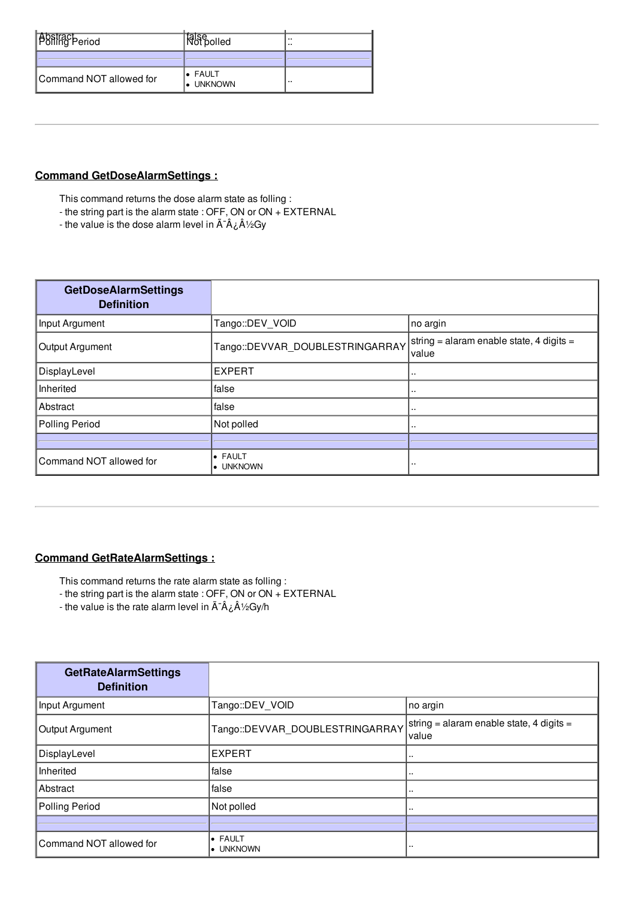| Abstract | false | .. |
|---|---|---|
| Polling Period | Not polled | .. |
| | | |
| Command NOT allowed for | • FAULT<br>• UNKNOWN | .. |

---

## Command GetDoseAlarmSettings :

This command returns the dose alarm state as folling :
- the string part is the alarm state : OFF, ON or ON + EXTERNAL
- the value is the dose alarm level in Ã¯Â¿Â½Gy

| GetDoseAlarmSettings Definition | | |
|---|---|---|
| Input Argument | Tango::DEV_VOID | no argin |
| Output Argument | Tango::DEVVAR_DOUBLESTRINGARRAY | string = alaram enable state, 4 digits = value |
| DisplayLevel | EXPERT | .. |
| Inherited | false | .. |
| Abstract | false | .. |
| Polling Period | Not polled | .. |
| | | |
| Command NOT allowed for | • FAULT<br>• UNKNOWN | .. |

---

## Command GetRateAlarmSettings :

This command returns the rate alarm state as folling :
- the string part is the alarm state : OFF, ON or ON + EXTERNAL
- the value is the rate alarm level in Ã¯Â¿Â½Gy/h

| GetRateAlarmSettings Definition | | |
|---|---|---|
| Input Argument | Tango::DEV_VOID | no argin |
| Output Argument | Tango::DEVVAR_DOUBLESTRINGARRAY | string = alaram enable state, 4 digits = value |
| DisplayLevel | EXPERT | .. |
| Inherited | false | .. |
| Abstract | false | .. |
| Polling Period | Not polled | .. |
| | | |
| Command NOT allowed for | • FAULT<br>• UNKNOWN | .. |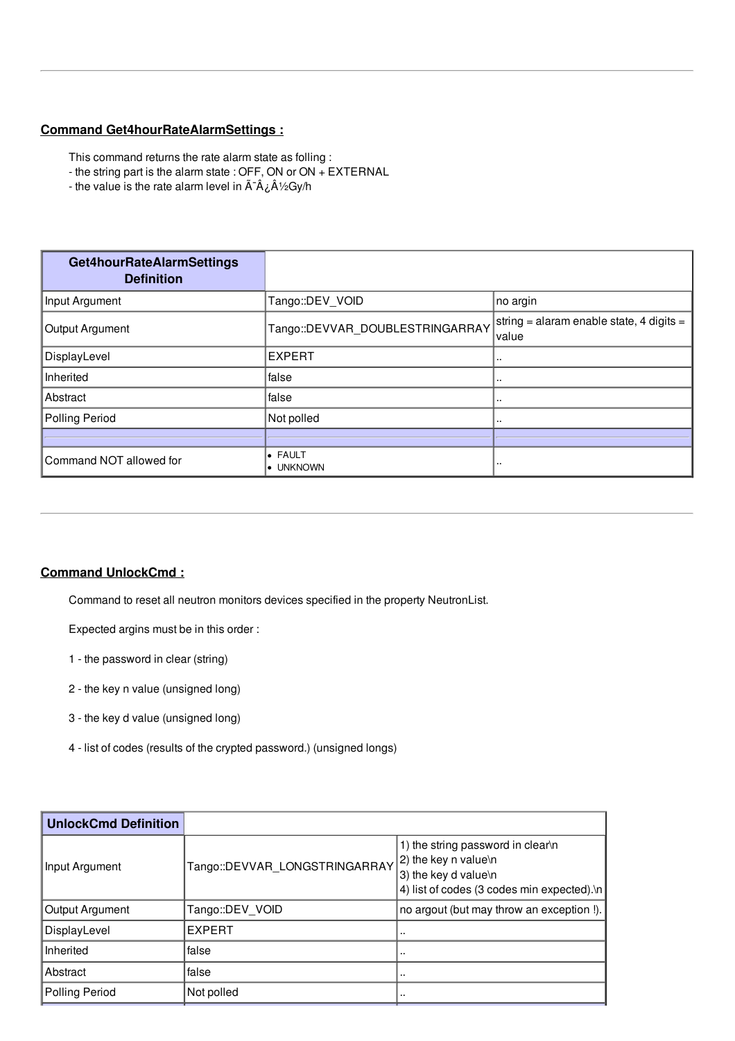---

## Command Get4hourRateAlarmSettings :

This command returns the rate alarm state as folling :
- the string part is the alarm state : OFF, ON or ON + EXTERNAL
- the value is the rate alarm level in Ã¯Â¿Â½Gy/h

| Get4hourRateAlarmSettings Definition | | |
|---|---|---|
| Input Argument | Tango::DEV_VOID | no argin |
| Output Argument | Tango::DEVVAR_DOUBLESTRINGARRAY | string = alaram enable state, 4 digits = value |
| DisplayLevel | EXPERT | .. |
| Inherited | false | .. |
| Abstract | false | .. |
| Polling Period | Not polled | .. |
| | | |
| Command NOT allowed for | • FAULT<br>• UNKNOWN | .. |

---

## Command UnlockCmd :

Command to reset all neutron monitors devices specified in the property NeutronList.

Expected argins must be in this order :

1 - the password in clear (string)

2 - the key n value (unsigned long)

3 - the key d value (unsigned long)

4 - list of codes (results of the crypted password.) (unsigned longs)

| UnlockCmd Definition | | |
|---|---|---|
| Input Argument | Tango::DEVVAR_LONGSTRINGARRAY | 1) the string password in clear\n<br>2) the key n value\n<br>3) the key d value\n<br>4) list of codes (3 codes min expected).\n |
| Output Argument | Tango::DEV_VOID | no argout (but may throw an exception !). |
| DisplayLevel | EXPERT | .. |
| Inherited | false | .. |
| Abstract | false | .. |
| Polling Period | Not polled | .. |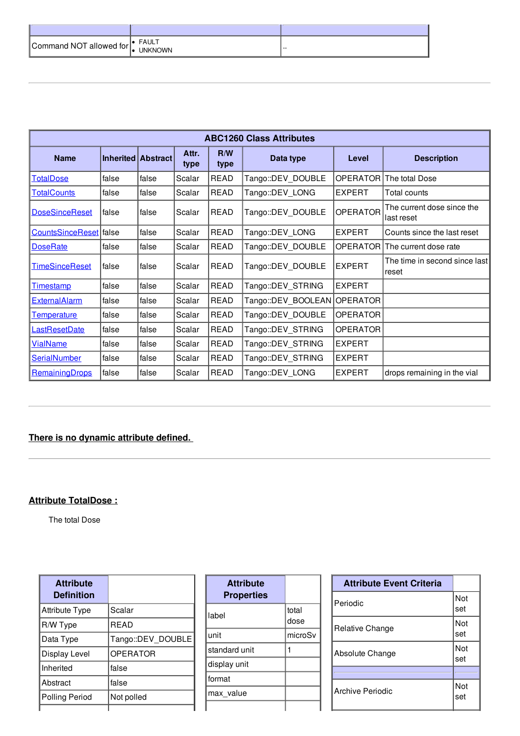| | | |
|---|---|---|
| Command NOT allowed for | • FAULT<br>• UNKNOWN | .. |

---

| ABC1260 Class Attributes | | | | | | | |
|---|---|---|---|---|---|---|---|
| **Name** | **Inherited** | **Abstract** | **Attr. type** | **R/W type** | **Data type** | **Level** | **Description** |
| TotalDose | false | false | Scalar | READ | Tango::DEV_DOUBLE | OPERATOR | The total Dose |
| TotalCounts | false | false | Scalar | READ | Tango::DEV_LONG | EXPERT | Total counts |
| DoseSinceReset | false | false | Scalar | READ | Tango::DEV_DOUBLE | OPERATOR | The current dose since the last reset |
| CountsSinceReset | false | false | Scalar | READ | Tango::DEV_LONG | EXPERT | Counts since the last reset |
| DoseRate | false | false | Scalar | READ | Tango::DEV_DOUBLE | OPERATOR | The current dose rate |
| TimeSinceReset | false | false | Scalar | READ | Tango::DEV_DOUBLE | EXPERT | The time in second since last reset |
| Timestamp | false | false | Scalar | READ | Tango::DEV_STRING | EXPERT | |
| ExternalAlarm | false | false | Scalar | READ | Tango::DEV_BOOLEAN | OPERATOR | |
| Temperature | false | false | Scalar | READ | Tango::DEV_DOUBLE | OPERATOR | |
| LastResetDate | false | false | Scalar | READ | Tango::DEV_STRING | OPERATOR | |
| VialName | false | false | Scalar | READ | Tango::DEV_STRING | EXPERT | |
| SerialNumber | false | false | Scalar | READ | Tango::DEV_STRING | EXPERT | |
| RemainingDrops | false | false | Scalar | READ | Tango::DEV_LONG | EXPERT | drops remaining in the vial |

---

**There is no dynamic attribute defined.**

---

## Attribute TotalDose :

The total Dose

| Attribute Definition | |
|---|---|
| Attribute Type | Scalar |
| R/W Type | READ |
| Data Type | Tango::DEV_DOUBLE |
| Display Level | OPERATOR |
| Inherited | false |
| Abstract | false |
| Polling Period | Not polled |

| Attribute Properties | |
|---|---|
| label | total dose |
| unit | microSv |
| standard unit | 1 |
| display unit | |
| format | |
| max_value | |

| Attribute Event Criteria | |
|---|---|
| Periodic | Not set |
| Relative Change | Not set |
| Absolute Change | Not set |
| | |
| Archive Periodic | Not set |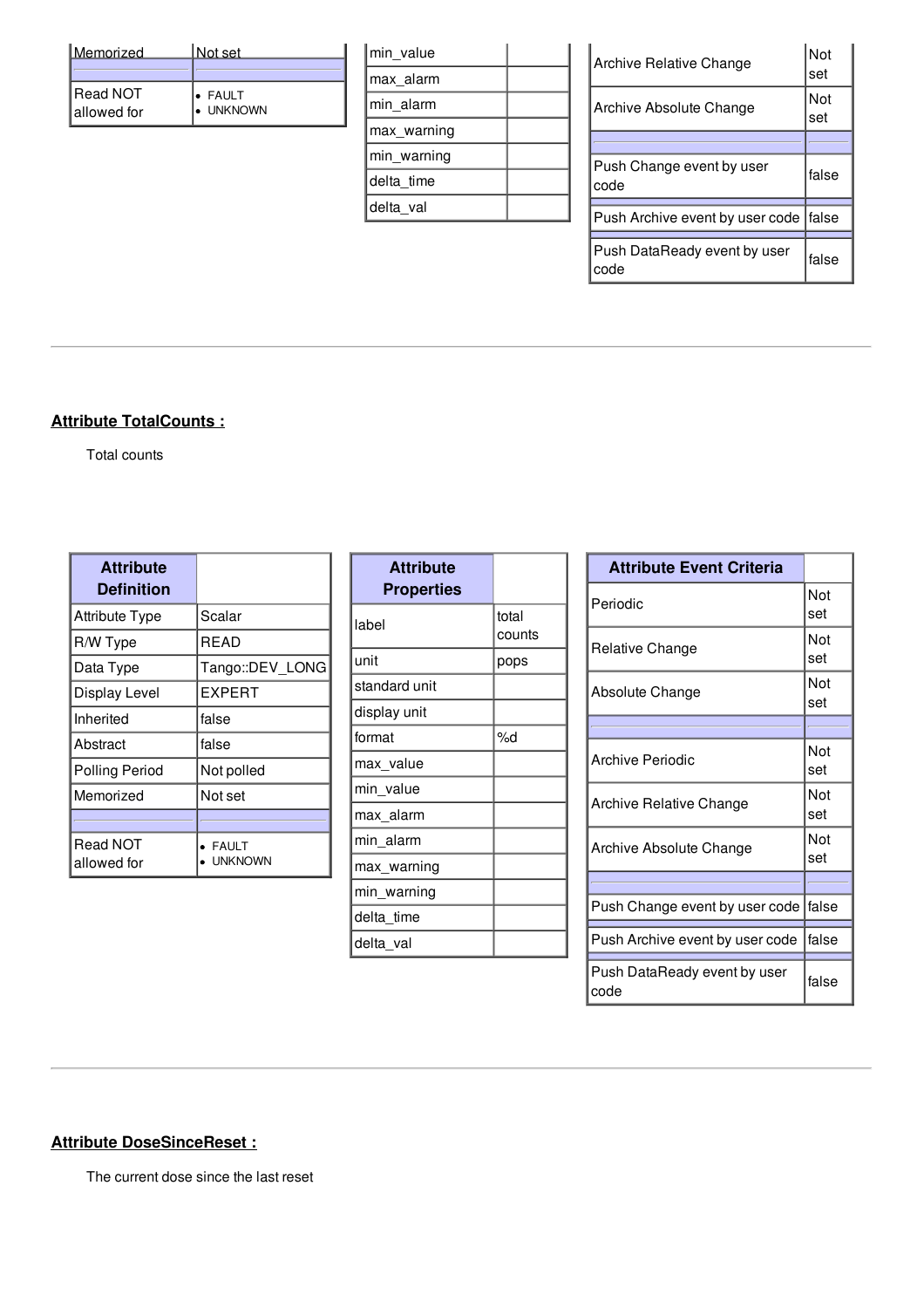| Memorized | Not set |
|---|---|
| | |
| Read NOT allowed for | • FAULT<br>• UNKNOWN |

| min_value | |
|---|---|
| max_alarm | |
| min_alarm | |
| max_warning | |
| min_warning | |
| delta_time | |
| delta_val | |

| Archive Relative Change | Not set |
|---|---|
| Archive Absolute Change | Not set |
| | |
| Push Change event by user code | false |
| Push Archive event by user code | false |
| Push DataReady event by user code | false |

---

## Attribute TotalCounts :

Total counts

| Attribute Definition | |
|---|---|
| Attribute Type | Scalar |
| R/W Type | READ |
| Data Type | Tango::DEV_LONG |
| Display Level | EXPERT |
| Inherited | false |
| Abstract | false |
| Polling Period | Not polled |
| Memorized | Not set |
| | |
| Read NOT allowed for | • FAULT<br>• UNKNOWN |

| Attribute Properties | |
|---|---|
| label | total counts |
| unit | pops |
| standard unit | |
| display unit | |
| format | %d |
| max_value | |
| min_value | |
| max_alarm | |
| min_alarm | |
| max_warning | |
| min_warning | |
| delta_time | |
| delta_val | |

| Attribute Event Criteria | |
|---|---|
| Periodic | Not set |
| Relative Change | Not set |
| Absolute Change | Not set |
| | |
| Archive Periodic | Not set |
| Archive Relative Change | Not set |
| Archive Absolute Change | Not set |
| | |
| Push Change event by user code | false |
| Push Archive event by user code | false |
| Push DataReady event by user code | false |

---

## Attribute DoseSinceReset :

The current dose since the last reset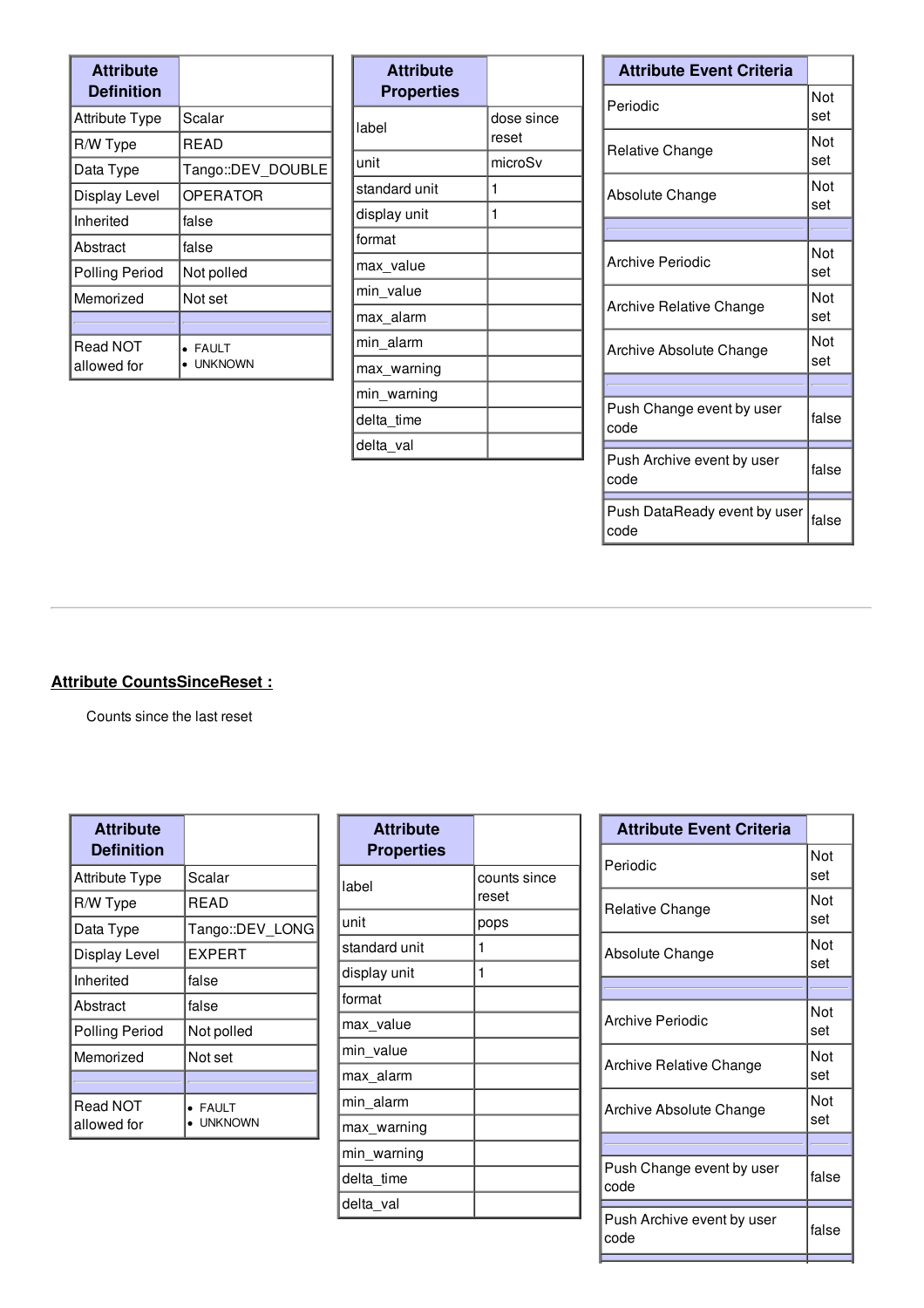| Attribute Definition | |
|---|---|
| Attribute Type | Scalar |
| R/W Type | READ |
| Data Type | Tango::DEV_DOUBLE |
| Display Level | OPERATOR |
| Inherited | false |
| Abstract | false |
| Polling Period | Not polled |
| Memorized | Not set |
| | |
| Read NOT allowed for | • FAULT • UNKNOWN |

| Attribute Properties | |
|---|---|
| label | dose since reset |
| unit | microSv |
| standard unit | 1 |
| display unit | 1 |
| format | |
| max_value | |
| min_value | |
| max_alarm | |
| min_alarm | |
| max_warning | |
| min_warning | |
| delta_time | |
| delta_val | |

| Attribute Event Criteria | |
|---|---|
| Periodic | Not set |
| Relative Change | Not set |
| Absolute Change | Not set |
| | |
| Archive Periodic | Not set |
| Archive Relative Change | Not set |
| Archive Absolute Change | Not set |
| | |
| Push Change event by user code | false |
| Push Archive event by user code | false |
| Push DataReady event by user code | false |

---

**Attribute CountsSinceReset :**

Counts since the last reset

| Attribute Definition | |
|---|---|
| Attribute Type | Scalar |
| R/W Type | READ |
| Data Type | Tango::DEV_LONG |
| Display Level | EXPERT |
| Inherited | false |
| Abstract | false |
| Polling Period | Not polled |
| Memorized | Not set |
| | |
| Read NOT allowed for | • FAULT • UNKNOWN |

| Attribute Properties | |
|---|---|
| label | counts since reset |
| unit | pops |
| standard unit | 1 |
| display unit | 1 |
| format | |
| max_value | |
| min_value | |
| max_alarm | |
| min_alarm | |
| max_warning | |
| min_warning | |
| delta_time | |
| delta_val | |

| Attribute Event Criteria | |
|---|---|
| Periodic | Not set |
| Relative Change | Not set |
| Absolute Change | Not set |
| | |
| Archive Periodic | Not set |
| Archive Relative Change | Not set |
| Archive Absolute Change | Not set |
| | |
| Push Change event by user code | false |
| Push Archive event by user code | false |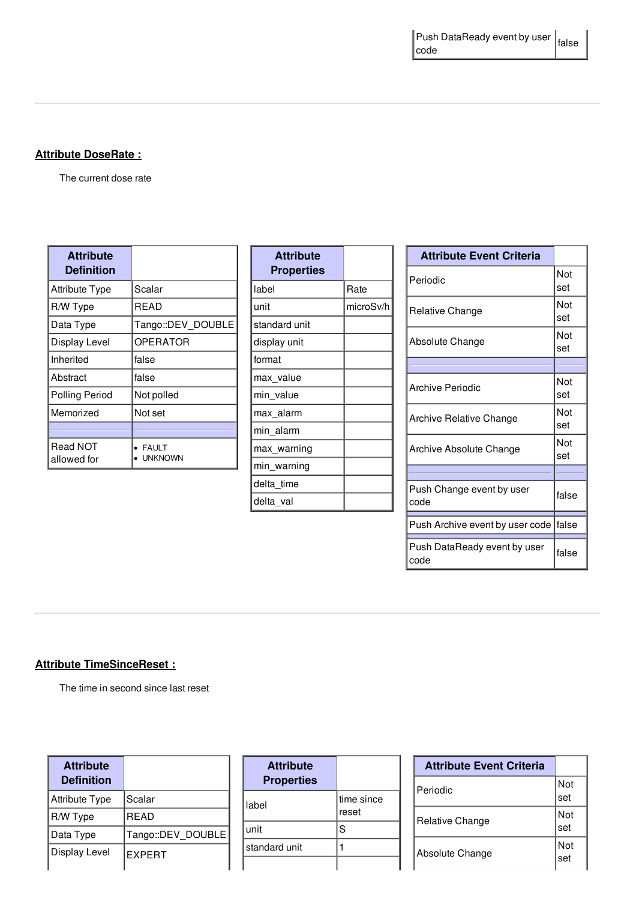| Push DataReady event by user code | false |
|---|---|

---

## Attribute DoseRate :

The current dose rate

| Attribute Definition | |
|---|---|
| Attribute Type | Scalar |
| R/W Type | READ |
| Data Type | Tango::DEV_DOUBLE |
| Display Level | OPERATOR |
| Inherited | false |
| Abstract | false |
| Polling Period | Not polled |
| Memorized | Not set |
| | |
| Read NOT allowed for | • FAULT<br>• UNKNOWN |

| Attribute Properties | |
|---|---|
| label | Rate |
| unit | microSv/h |
| standard unit | |
| display unit | |
| format | |
| max_value | |
| min_value | |
| max_alarm | |
| min_alarm | |
| max_warning | |
| min_warning | |
| delta_time | |
| delta_val | |

| Attribute Event Criteria | |
|---|---|
| Periodic | Not set |
| Relative Change | Not set |
| Absolute Change | Not set |
| | |
| Archive Periodic | Not set |
| Archive Relative Change | Not set |
| Archive Absolute Change | Not set |
| | |
| Push Change event by user code | false |
| Push Archive event by user code | false |
| Push DataReady event by user code | false |

---

## Attribute TimeSinceReset :

The time in second since last reset

| Attribute Definition | |
|---|---|
| Attribute Type | Scalar |
| R/W Type | READ |
| Data Type | Tango::DEV_DOUBLE |
| Display Level | EXPERT |

| Attribute Properties | |
|---|---|
| label | time since reset |
| unit | S |
| standard unit | 1 |
| | |

| Attribute Event Criteria | |
|---|---|
| Periodic | Not set |
| Relative Change | Not set |
| Absolute Change | Not set |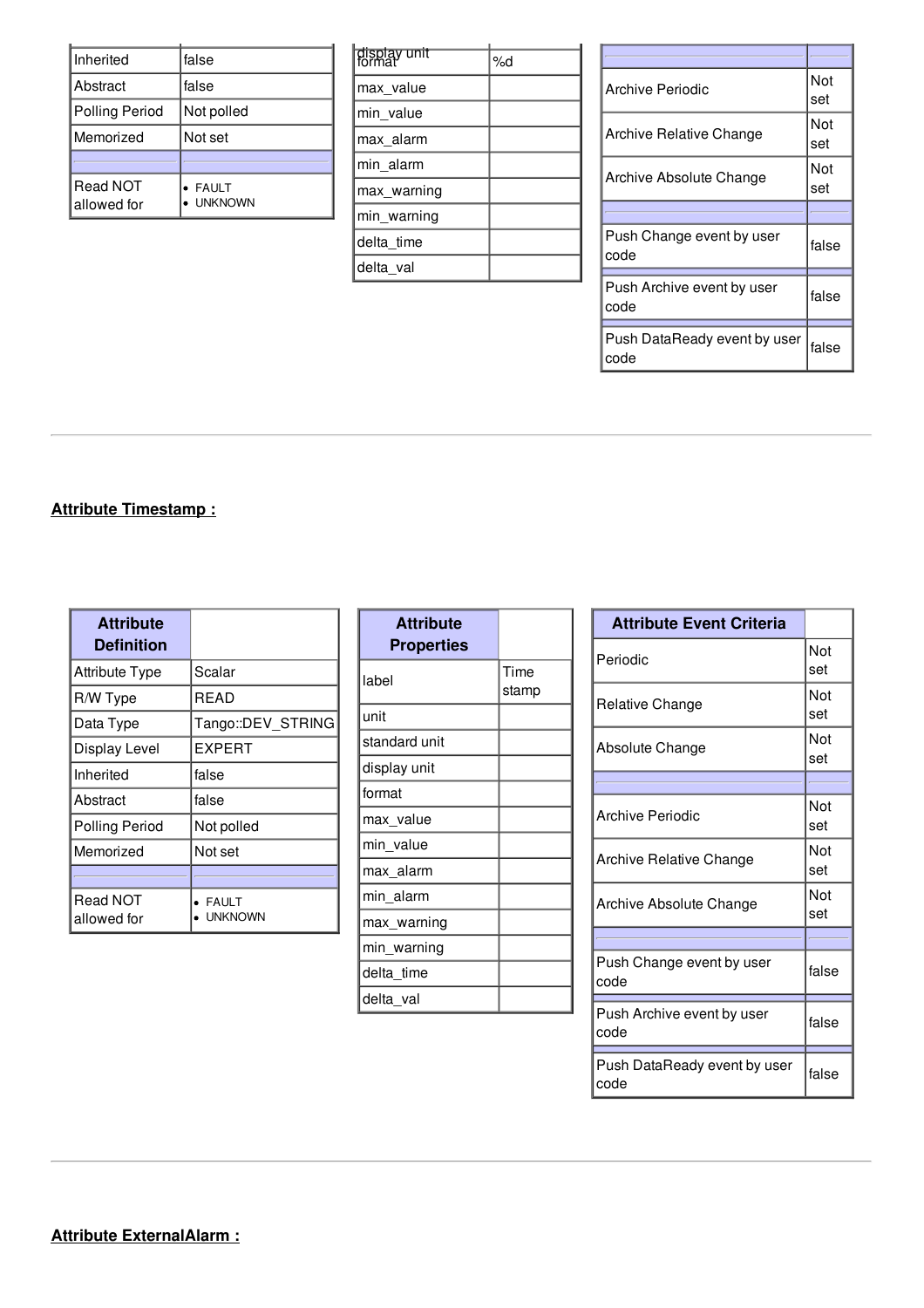| | |
|---|---|
| Inherited | false |
| Abstract | false |
| Polling Period | Not polled |
| Memorized | Not set |
| | |
| Read NOT allowed for | • FAULT<br>• UNKNOWN |

| | |
|---|---|
| display unit format | %d |
| max_value | |
| min_value | |
| max_alarm | |
| min_alarm | |
| max_warning | |
| min_warning | |
| delta_time | |
| delta_val | |

| | |
|---|---|
| | |
| Archive Periodic | Not set |
| Archive Relative Change | Not set |
| Archive Absolute Change | Not set |
| | |
| Push Change event by user code | false |
| Push Archive event by user code | false |
| Push DataReady event by user code | false |

---

**Attribute Timestamp :**

| Attribute Definition | |
|---|---|
| Attribute Type | Scalar |
| R/W Type | READ |
| Data Type | Tango::DEV_STRING |
| Display Level | EXPERT |
| Inherited | false |
| Abstract | false |
| Polling Period | Not polled |
| Memorized | Not set |
| | |
| Read NOT allowed for | • FAULT<br>• UNKNOWN |

| Attribute Properties | |
|---|---|
| label | Time stamp |
| unit | |
| standard unit | |
| display unit | |
| format | |
| max_value | |
| min_value | |
| max_alarm | |
| min_alarm | |
| max_warning | |
| min_warning | |
| delta_time | |
| delta_val | |

| Attribute Event Criteria | |
|---|---|
| Periodic | Not set |
| Relative Change | Not set |
| Absolute Change | Not set |
| | |
| Archive Periodic | Not set |
| Archive Relative Change | Not set |
| Archive Absolute Change | Not set |
| | |
| Push Change event by user code | false |
| Push Archive event by user code | false |
| Push DataReady event by user code | false |

---

**Attribute ExternalAlarm :**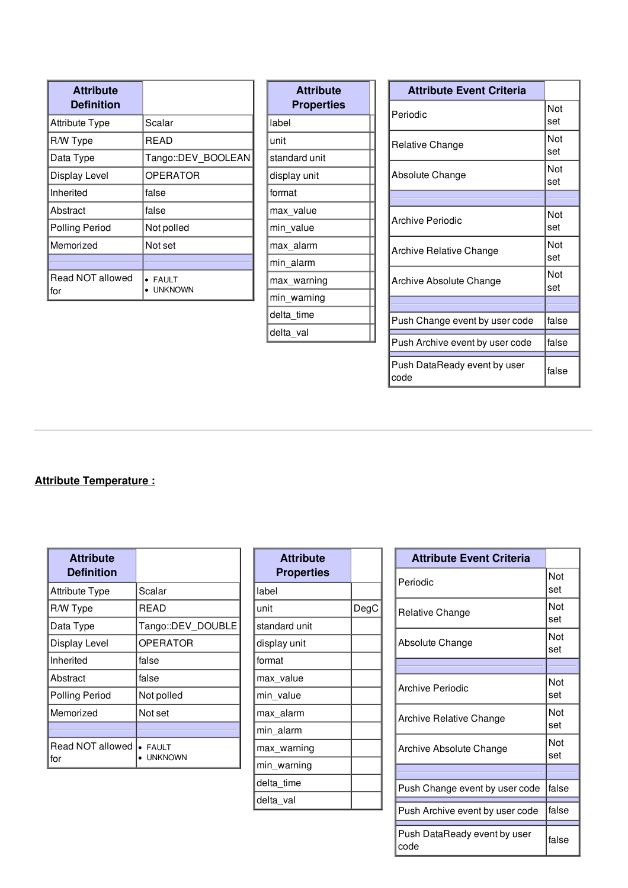| Attribute Definition | |
|---|---|
| Attribute Type | Scalar |
| R/W Type | READ |
| Data Type | Tango::DEV_BOOLEAN |
| Display Level | OPERATOR |
| Inherited | false |
| Abstract | false |
| Polling Period | Not polled |
| Memorized | Not set |
| | |
| Read NOT allowed for | • FAULT<br>• UNKNOWN |

| Attribute Properties | |
|---|---|
| label | |
| unit | |
| standard unit | |
| display unit | |
| format | |
| max_value | |
| min_value | |
| max_alarm | |
| min_alarm | |
| max_warning | |
| min_warning | |
| delta_time | |
| delta_val | |

| Attribute Event Criteria | |
|---|---|
| Periodic | Not set |
| Relative Change | Not set |
| Absolute Change | Not set |
| | |
| Archive Periodic | Not set |
| Archive Relative Change | Not set |
| Archive Absolute Change | Not set |
| | |
| Push Change event by user code | false |
| Push Archive event by user code | false |
| Push DataReady event by user code | false |

---

**Attribute Temperature :**

| Attribute Definition | |
|---|---|
| Attribute Type | Scalar |
| R/W Type | READ |
| Data Type | Tango::DEV_DOUBLE |
| Display Level | OPERATOR |
| Inherited | false |
| Abstract | false |
| Polling Period | Not polled |
| Memorized | Not set |
| | |
| Read NOT allowed for | • FAULT<br>• UNKNOWN |

| Attribute Properties | |
|---|---|
| label | |
| unit | DegC |
| standard unit | |
| display unit | |
| format | |
| max_value | |
| min_value | |
| max_alarm | |
| min_alarm | |
| max_warning | |
| min_warning | |
| delta_time | |
| delta_val | |

| Attribute Event Criteria | |
|---|---|
| Periodic | Not set |
| Relative Change | Not set |
| Absolute Change | Not set |
| | |
| Archive Periodic | Not set |
| Archive Relative Change | Not set |
| Archive Absolute Change | Not set |
| | |
| Push Change event by user code | false |
| Push Archive event by user code | false |
| Push DataReady event by user code | false |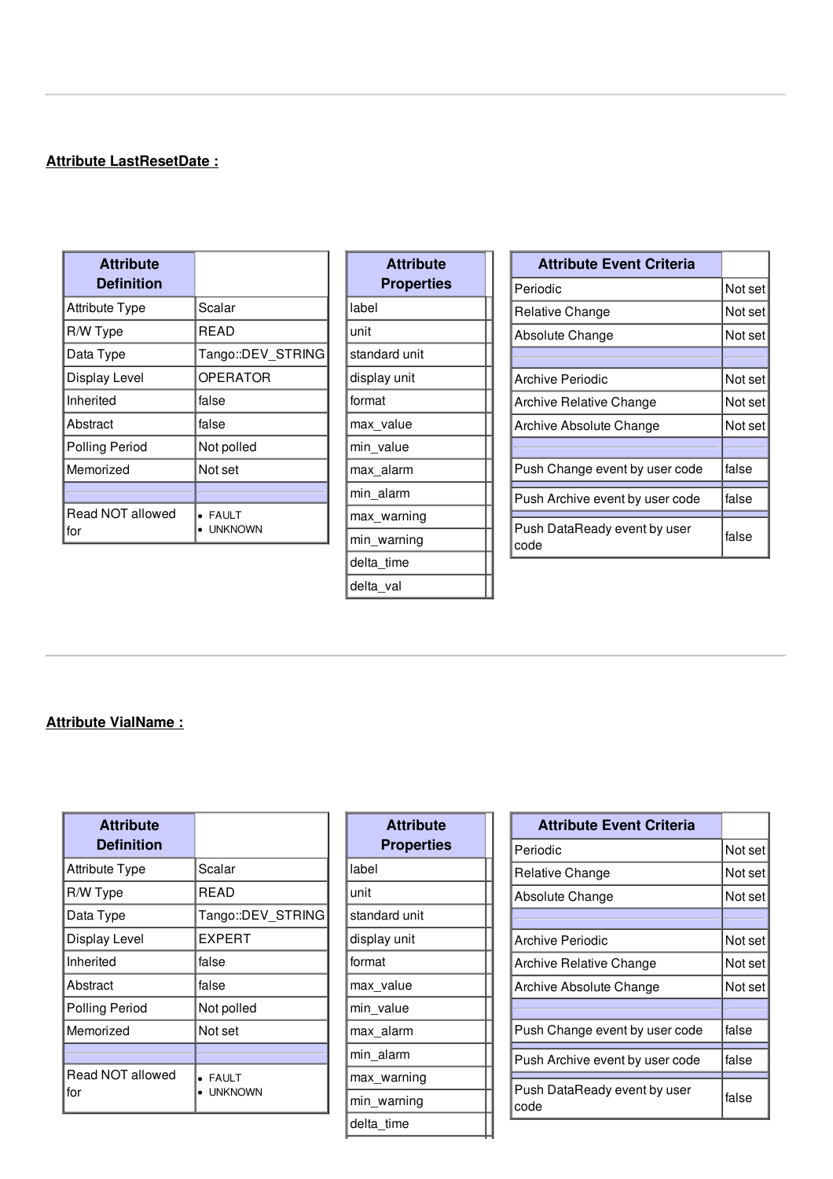## Attribute LastResetDate :

| Attribute Definition | |
|---|---|
| Attribute Type | Scalar |
| R/W Type | READ |
| Data Type | Tango::DEV_STRING |
| Display Level | OPERATOR |
| Inherited | false |
| Abstract | false |
| Polling Period | Not polled |
| Memorized | Not set |
| | |
| Read NOT allowed for | • FAULT<br>• UNKNOWN |

| Attribute Properties | |
|---|---|
| label | |
| unit | |
| standard unit | |
| display unit | |
| format | |
| max_value | |
| min_value | |
| max_alarm | |
| min_alarm | |
| max_warning | |
| min_warning | |
| delta_time | |
| delta_val | |

| Attribute Event Criteria | |
|---|---|
| Periodic | Not set |
| Relative Change | Not set |
| Absolute Change | Not set |
| | |
| Archive Periodic | Not set |
| Archive Relative Change | Not set |
| Archive Absolute Change | Not set |
| | |
| Push Change event by user code | false |
| Push Archive event by user code | false |
| Push DataReady event by user code | false |

## Attribute VialName :

| Attribute Definition | |
|---|---|
| Attribute Type | Scalar |
| R/W Type | READ |
| Data Type | Tango::DEV_STRING |
| Display Level | EXPERT |
| Inherited | false |
| Abstract | false |
| Polling Period | Not polled |
| Memorized | Not set |
| | |
| Read NOT allowed for | • FAULT<br>• UNKNOWN |

| Attribute Properties | |
|---|---|
| label | |
| unit | |
| standard unit | |
| display unit | |
| format | |
| max_value | |
| min_value | |
| max_alarm | |
| min_alarm | |
| max_warning | |
| min_warning | |
| delta_time | |

| Attribute Event Criteria | |
|---|---|
| Periodic | Not set |
| Relative Change | Not set |
| Absolute Change | Not set |
| | |
| Archive Periodic | Not set |
| Archive Relative Change | Not set |
| Archive Absolute Change | Not set |
| | |
| Push Change event by user code | false |
| Push Archive event by user code | false |
| Push DataReady event by user code | false |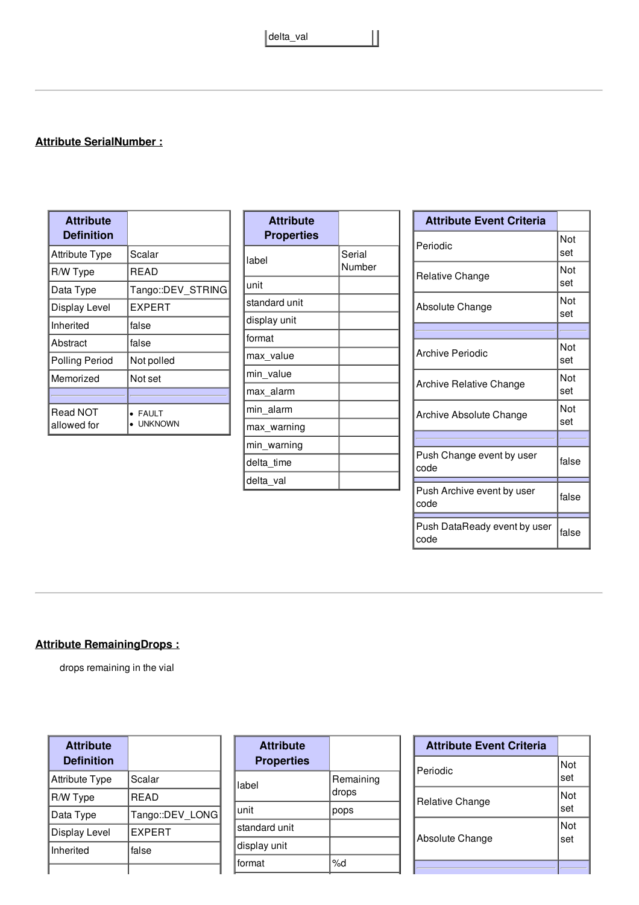| delta_val | |
|---|---|

---

## Attribute SerialNumber :

| Attribute Definition | |
|---|---|
| Attribute Type | Scalar |
| R/W Type | READ |
| Data Type | Tango::DEV_STRING |
| Display Level | EXPERT |
| Inherited | false |
| Abstract | false |
| Polling Period | Not polled |
| Memorized | Not set |
| | |
| Read NOT allowed for | • FAULT<br>• UNKNOWN |

| Attribute Properties | |
|---|---|
| label | Serial Number |
| unit | |
| standard unit | |
| display unit | |
| format | |
| max_value | |
| min_value | |
| max_alarm | |
| min_alarm | |
| max_warning | |
| min_warning | |
| delta_time | |
| delta_val | |

| Attribute Event Criteria | |
|---|---|
| Periodic | Not set |
| Relative Change | Not set |
| Absolute Change | Not set |
| | |
| Archive Periodic | Not set |
| Archive Relative Change | Not set |
| Archive Absolute Change | Not set |
| | |
| Push Change event by user code | false |
| Push Archive event by user code | false |
| Push DataReady event by user code | false |

---

## Attribute RemainingDrops :

drops remaining in the vial

| Attribute Definition | |
|---|---|
| Attribute Type | Scalar |
| R/W Type | READ |
| Data Type | Tango::DEV_LONG |
| Display Level | EXPERT |
| Inherited | false |

| Attribute Properties | |
|---|---|
| label | Remaining drops |
| unit | pops |
| standard unit | |
| display unit | |
| format | %d |

| Attribute Event Criteria | |
|---|---|
| Periodic | Not set |
| Relative Change | Not set |
| Absolute Change | Not set |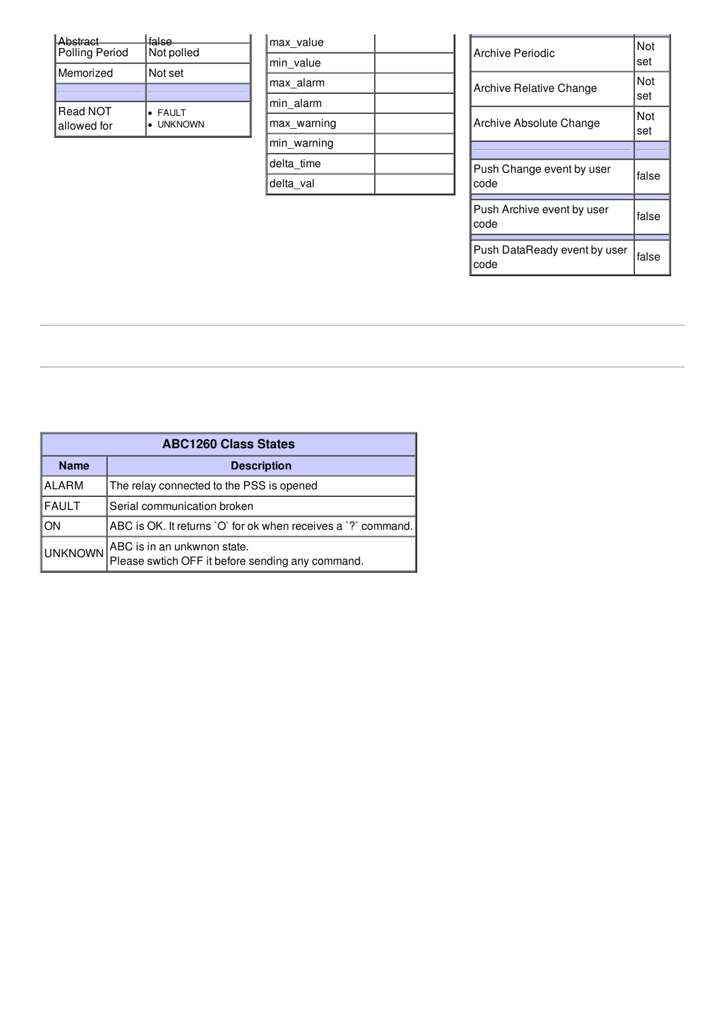| | |
|---|---|
| Abstract | false |
| Polling Period | Not polled |
| Memorized | Not set |
| | |
| Read NOT allowed for | • FAULT<br>• UNKNOWN |

| | |
|---|---|
| max_value | |
| min_value | |
| max_alarm | |
| min_alarm | |
| max_warning | |
| min_warning | |
| delta_time | |
| delta_val | |

| | |
|---|---|
| Archive Periodic | Not set |
| Archive Relative Change | Not set |
| Archive Absolute Change | Not set |
| | |
| Push Change event by user code | false |
| Push Archive event by user code | false |
| Push DataReady event by user code | false |

---

---

| ABC1260 Class States | |
|---|---|
| **Name** | **Description** |
| ALARM | The relay connected to the PSS is opened |
| FAULT | Serial communication broken |
| ON | ABC is OK. It returns \`O\` for ok when receives a \`?\` command. |
| UNKNOWN | ABC is in an unkwnon state.<br>Please swtich OFF it before sending any command. |